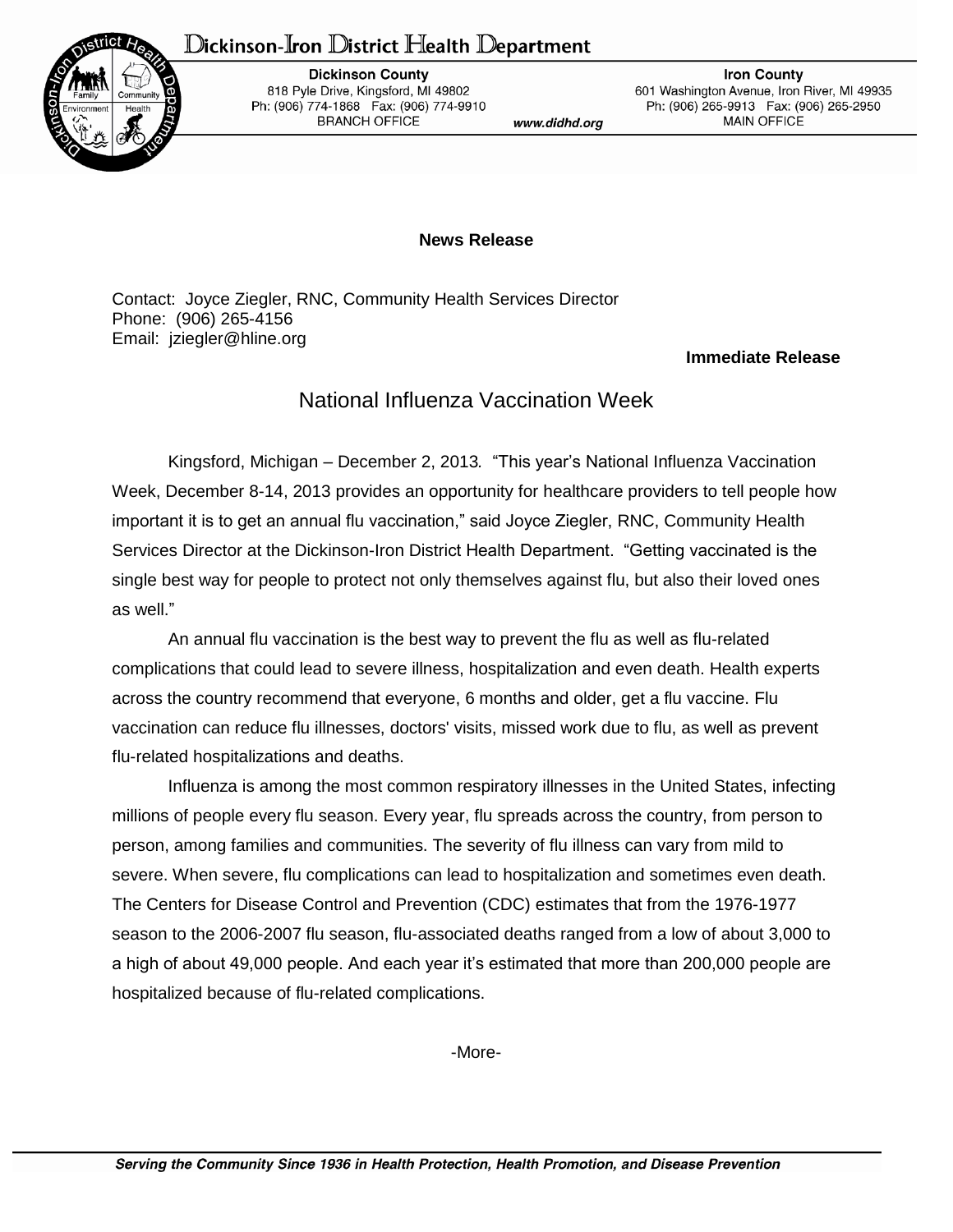# Dickinson-Iron District Health Department

**Dickinson County**
818 Pyle Drive, Kingsford, MI 49802
Ph: (906) 774-1868 Fax: (906) 774-9910
BRANCH OFFICE

*www.didhd.org*

**Iron County**
601 Washington Avenue, Iron River, MI 49935
Ph: (906) 265-9913 Fax: (906) 265-2950
MAIN OFFICE

**News Release**

Contact: Joyce Ziegler, RNC, Community Health Services Director
Phone: (906) 265-4156
Email: jziegler@hline.org

**Immediate Release**

## National Influenza Vaccination Week

Kingsford, Michigan – December 2, 2013. "This year's National Influenza Vaccination Week, December 8-14, 2013 provides an opportunity for healthcare providers to tell people how important it is to get an annual flu vaccination," said Joyce Ziegler, RNC, Community Health Services Director at the Dickinson-Iron District Health Department. "Getting vaccinated is the single best way for people to protect not only themselves against flu, but also their loved ones as well."

An annual flu vaccination is the best way to prevent the flu as well as flu-related complications that could lead to severe illness, hospitalization and even death. Health experts across the country recommend that everyone, 6 months and older, get a flu vaccine. Flu vaccination can reduce flu illnesses, doctors' visits, missed work due to flu, as well as prevent flu-related hospitalizations and deaths.

Influenza is among the most common respiratory illnesses in the United States, infecting millions of people every flu season. Every year, flu spreads across the country, from person to person, among families and communities. The severity of flu illness can vary from mild to severe. When severe, flu complications can lead to hospitalization and sometimes even death. The Centers for Disease Control and Prevention (CDC) estimates that from the 1976-1977 season to the 2006-2007 flu season, flu-associated deaths ranged from a low of about 3,000 to a high of about 49,000 people. And each year it's estimated that more than 200,000 people are hospitalized because of flu-related complications.

-More-

*Serving the Community Since 1936 in Health Protection, Health Promotion, and Disease Prevention*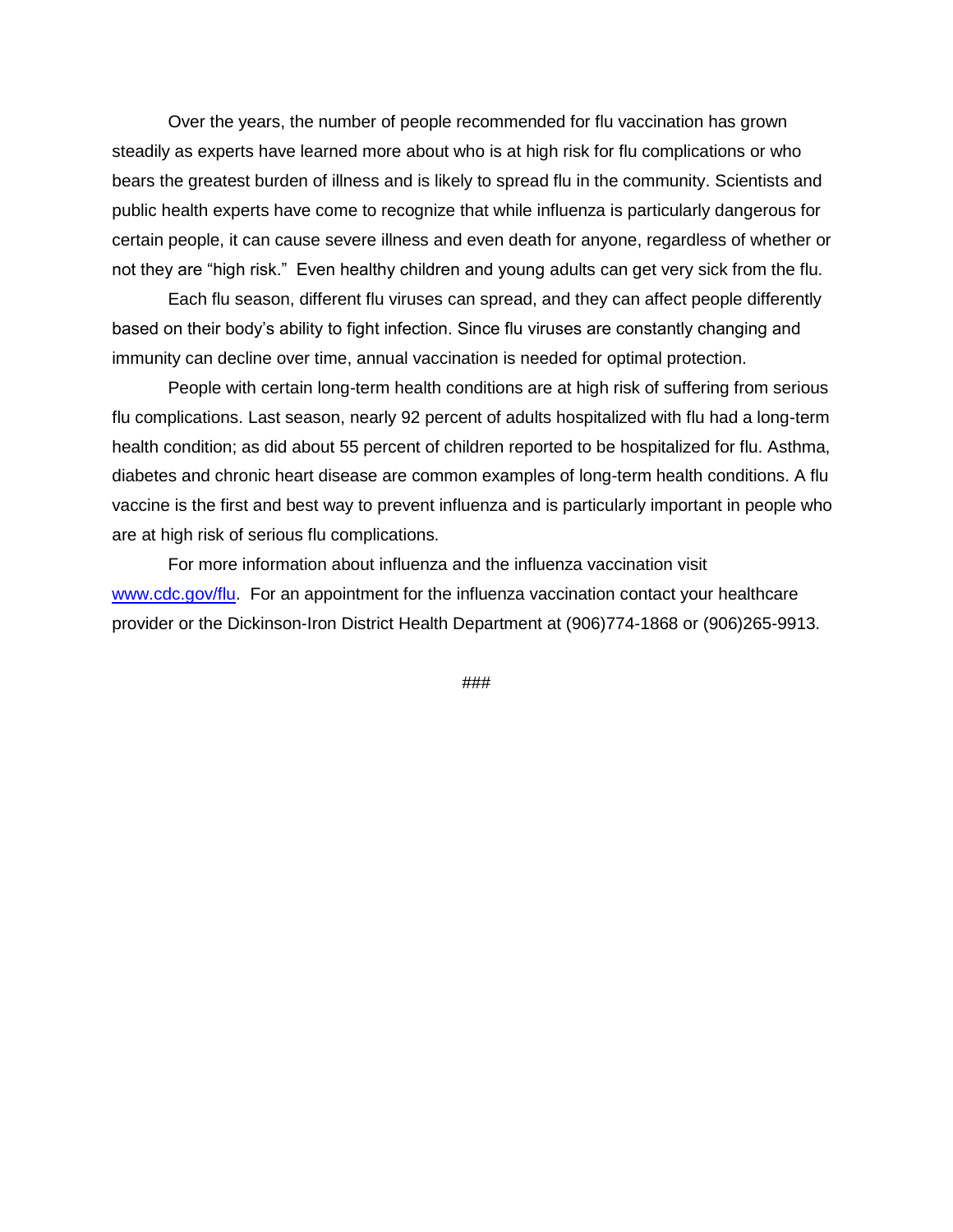Over the years, the number of people recommended for flu vaccination has grown steadily as experts have learned more about who is at high risk for flu complications or who bears the greatest burden of illness and is likely to spread flu in the community. Scientists and public health experts have come to recognize that while influenza is particularly dangerous for certain people, it can cause severe illness and even death for anyone, regardless of whether or not they are "high risk." Even healthy children and young adults can get very sick from the flu.

Each flu season, different flu viruses can spread, and they can affect people differently based on their body's ability to fight infection. Since flu viruses are constantly changing and immunity can decline over time, annual vaccination is needed for optimal protection.

People with certain long-term health conditions are at high risk of suffering from serious flu complications. Last season, nearly 92 percent of adults hospitalized with flu had a long-term health condition; as did about 55 percent of children reported to be hospitalized for flu. Asthma, diabetes and chronic heart disease are common examples of long-term health conditions. A flu vaccine is the first and best way to prevent influenza and is particularly important in people who are at high risk of serious flu complications.

For more information about influenza and the influenza vaccination visit [www.cdc.gov/flu](http://www.cdc.gov/flu). For an appointment for the influenza vaccination contact your healthcare provider or the Dickinson-Iron District Health Department at (906)774-1868 or (906)265-9913.

###